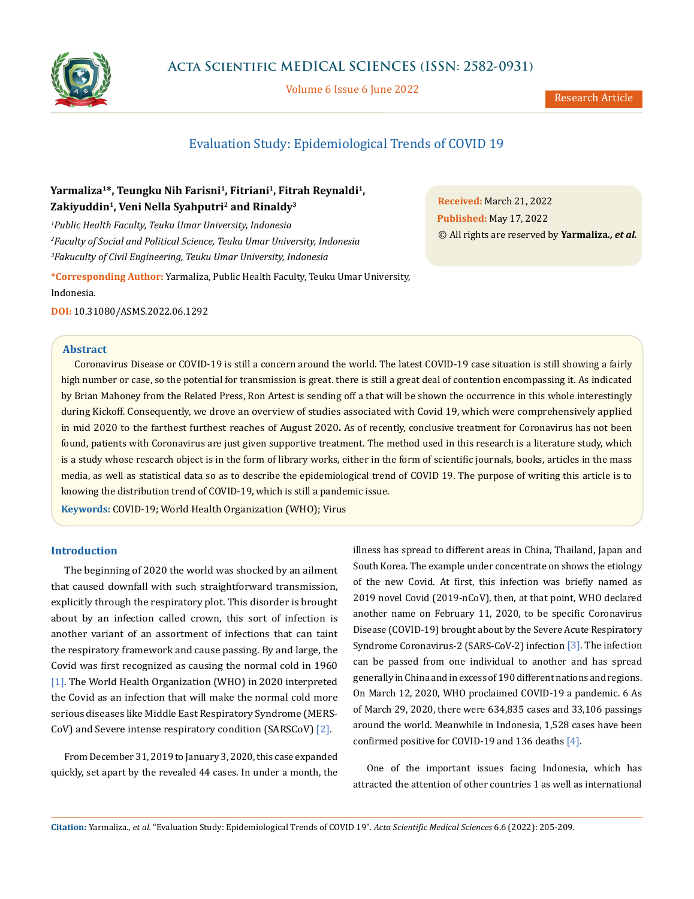# Evaluation Study: Epidemiological Trends of COVID 19

**Yarmaliza[1]*, Teungku Nih Farisni[1], Fitriani[1], Fitrah Reynaldi[1], Zakiyuddin[1], Veni Nella Syahputri[2] and Rinaldy[3]**

*[1]Public Health Faculty, Teuku Umar University, Indonesia*

*[2]Faculty of Social and Political Science, Teuku Umar University, Indonesia*

*[3]Fakuculty of Civil Engineering, Teuku Umar University, Indonesia*

**\*Corresponding Author:** Yarmaliza, Public Health Faculty, Teuku Umar University, Indonesia.

**DOI:** 10.31080/ASMS.2022.06.1292

**Received:** March 21, 2022

**Published:** May 17, 2022

© All rights are reserved by **Yarmaliza*., et al.***

## Abstract

Coronavirus Disease or COVID-19 is still a concern around the world. The latest COVID-19 case situation is still showing a fairly high number or case, so the potential for transmission is great. there is still a great deal of contention encompassing it. As indicated by Brian Mahoney from the Related Press, Ron Artest is sending off a that will be shown the occurrence in this whole interestingly during Kickoff. Consequently, we drove an overview of studies associated with Covid 19, which were comprehensively applied in mid 2020 to the farthest furthest reaches of August 2020**.** As of recently, conclusive treatment for Coronavirus has not been found, patients with Coronavirus are just given supportive treatment. The method used in this research is a literature study, which is a study whose research object is in the form of library works, either in the form of scientific journals, books, articles in the mass media, as well as statistical data so as to describe the epidemiological trend of COVID 19. The purpose of writing this article is to knowing the distribution trend of COVID-19, which is still a pandemic issue.

**Keywords:** COVID-19; World Health Organization (WHO); Virus

## Introduction

The beginning of 2020 the world was shocked by an ailment that caused downfall with such straightforward transmission, explicitly through the respiratory plot. This disorder is brought about by an infection called crown, this sort of infection is another variant of an assortment of infections that can taint the respiratory framework and cause passing. By and large, the Covid was first recognized as causing the normal cold in 1960 [1]. The World Health Organization (WHO) in 2020 interpreted the Covid as an infection that will make the normal cold more serious diseases like Middle East Respiratory Syndrome (MERS-CoV) and Severe intense respiratory condition (SARSCoV) [2].

From December 31, 2019 to January 3, 2020, this case expanded quickly, set apart by the revealed 44 cases. In under a month, the illness has spread to different areas in China, Thailand, Japan and South Korea. The example under concentrate on shows the etiology of the new Covid. At first, this infection was briefly named as 2019 novel Covid (2019-nCoV), then, at that point, WHO declared another name on February 11, 2020, to be specific Coronavirus Disease (COVID-19) brought about by the Severe Acute Respiratory Syndrome Coronavirus-2 (SARS-CoV-2) infection [3]. The infection can be passed from one individual to another and has spread generally in China and in excess of 190 different nations and regions. On March 12, 2020, WHO proclaimed COVID-19 a pandemic. 6 As of March 29, 2020, there were 634,835 cases and 33,106 passings around the world. Meanwhile in Indonesia, 1,528 cases have been confirmed positive for COVID-19 and 136 deaths [4].

One of the important issues facing Indonesia, which has attracted the attention of other countries 1 as well as international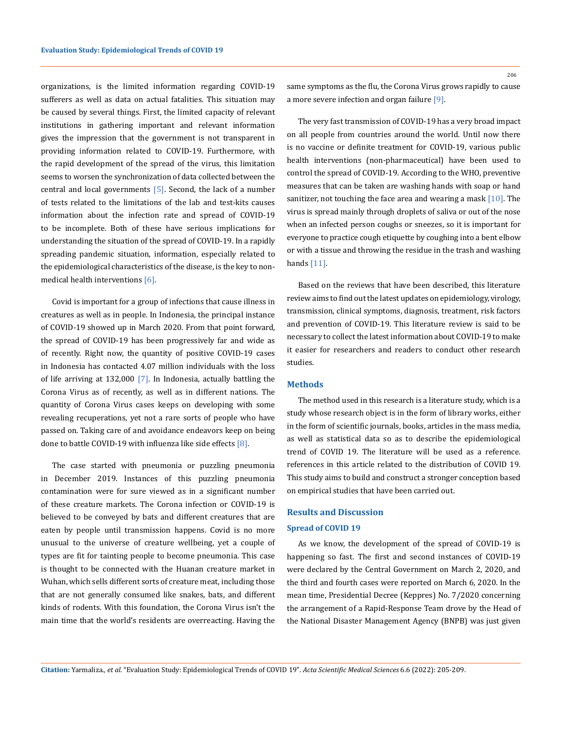organizations, is the limited information regarding COVID-19 sufferers as well as data on actual fatalities. This situation may be caused by several things. First, the limited capacity of relevant institutions in gathering important and relevant information gives the impression that the government is not transparent in providing information related to COVID-19. Furthermore, with the rapid development of the spread of the virus, this limitation seems to worsen the synchronization of data collected between the central and local governments [5]. Second, the lack of a number of tests related to the limitations of the lab and test-kits causes information about the infection rate and spread of COVID-19 to be incomplete. Both of these have serious implications for understanding the situation of the spread of COVID-19. In a rapidly spreading pandemic situation, information, especially related to the epidemiological characteristics of the disease, is the key to non-medical health interventions [6].

Covid is important for a group of infections that cause illness in creatures as well as in people. In Indonesia, the principal instance of COVID-19 showed up in March 2020. From that point forward, the spread of COVID-19 has been progressively far and wide as of recently. Right now, the quantity of positive COVID-19 cases in Indonesia has contacted 4.07 million individuals with the loss of life arriving at 132,000 [7]. In Indonesia, actually battling the Corona Virus as of recently, as well as in different nations. The quantity of Corona Virus cases keeps on developing with some revealing recuperations, yet not a rare sorts of people who have passed on. Taking care of and avoidance endeavors keep on being done to battle COVID-19 with influenza like side effects [8].

The case started with pneumonia or puzzling pneumonia in December 2019. Instances of this puzzling pneumonia contamination were for sure viewed as in a significant number of these creature markets. The Corona infection or COVID-19 is believed to be conveyed by bats and different creatures that are eaten by people until transmission happens. Covid is no more unusual to the universe of creature wellbeing, yet a couple of types are fit for tainting people to become pneumonia. This case is thought to be connected with the Huanan creature market in Wuhan, which sells different sorts of creature meat, including those that are not generally consumed like snakes, bats, and different kinds of rodents. With this foundation, the Corona Virus isn't the main time that the world's residents are overreacting. Having the same symptoms as the flu, the Corona Virus grows rapidly to cause a more severe infection and organ failure [9].

The very fast transmission of COVID-19 has a very broad impact on all people from countries around the world. Until now there is no vaccine or definite treatment for COVID-19, various public health interventions (non-pharmaceutical) have been used to control the spread of COVID-19. According to the WHO, preventive measures that can be taken are washing hands with soap or hand sanitizer, not touching the face area and wearing a mask [10]. The virus is spread mainly through droplets of saliva or out of the nose when an infected person coughs or sneezes, so it is important for everyone to practice cough etiquette by coughing into a bent elbow or with a tissue and throwing the residue in the trash and washing hands [11].

Based on the reviews that have been described, this literature review aims to find out the latest updates on epidemiology, virology, transmission, clinical symptoms, diagnosis, treatment, risk factors and prevention of COVID-19. This literature review is said to be necessary to collect the latest information about COVID-19 to make it easier for researchers and readers to conduct other research studies.

## Methods

The method used in this research is a literature study, which is a study whose research object is in the form of library works, either in the form of scientific journals, books, articles in the mass media, as well as statistical data so as to describe the epidemiological trend of COVID 19. The literature will be used as a reference. references in this article related to the distribution of COVID 19. This study aims to build and construct a stronger conception based on empirical studies that have been carried out.

## Results and Discussion

### Spread of COVID 19

As we know, the development of the spread of COVID-19 is happening so fast. The first and second instances of COVID-19 were declared by the Central Government on March 2, 2020, and the third and fourth cases were reported on March 6, 2020. In the mean time, Presidential Decree (Keppres) No. 7/2020 concerning the arrangement of a Rapid-Response Team drove by the Head of the National Disaster Management Agency (BNPB) was just given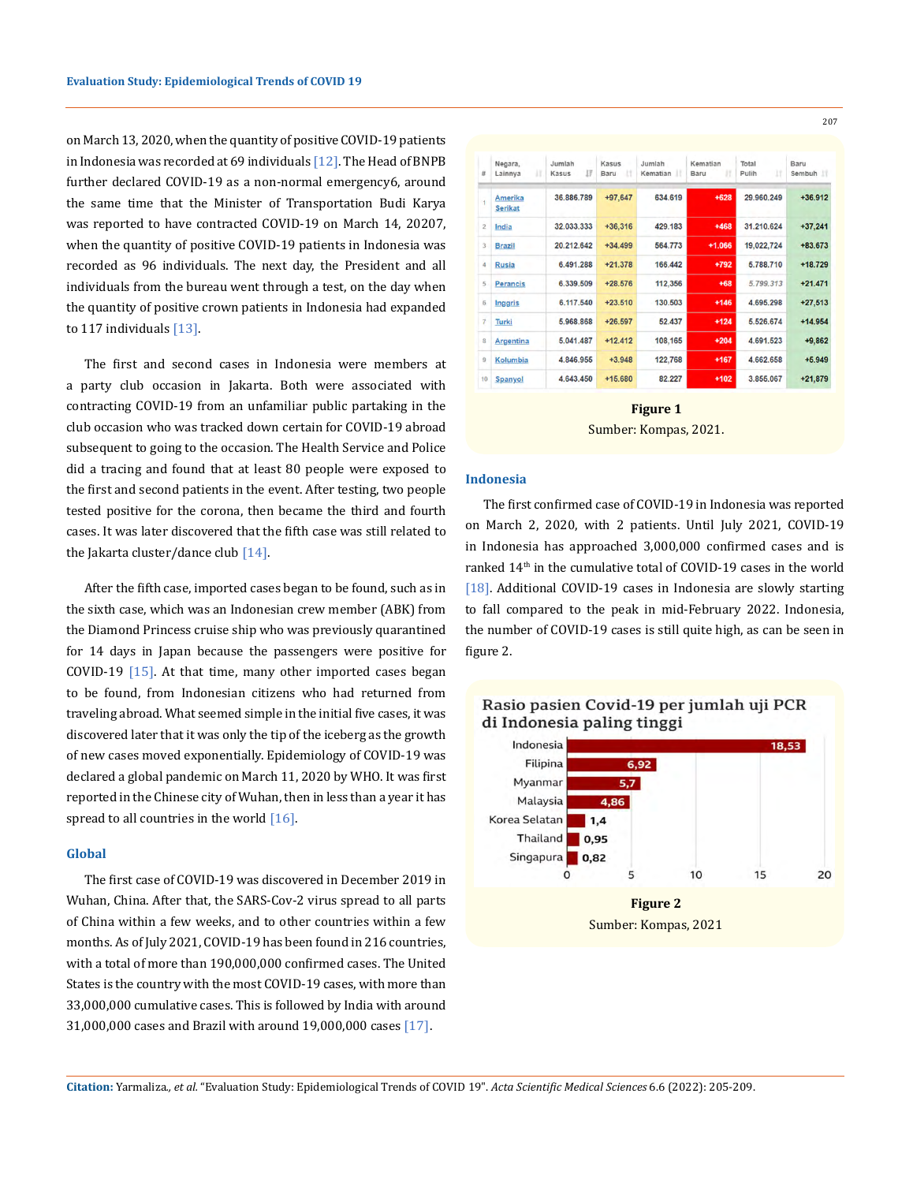on March 13, 2020, when the quantity of positive COVID-19 patients in Indonesia was recorded at 69 individuals [12]. The Head of BNPB further declared COVID-19 as a non-normal emergency6, around the same time that the Minister of Transportation Budi Karya was reported to have contracted COVID-19 on March 14, 20207, when the quantity of positive COVID-19 patients in Indonesia was recorded as 96 individuals. The next day, the President and all individuals from the bureau went through a test, on the day when the quantity of positive crown patients in Indonesia had expanded to 117 individuals [13].

The first and second cases in Indonesia were members at a party club occasion in Jakarta. Both were associated with contracting COVID-19 from an unfamiliar public partaking in the club occasion who was tracked down certain for COVID-19 abroad subsequent to going to the occasion. The Health Service and Police did a tracing and found that at least 80 people were exposed to the first and second patients in the event. After testing, two people tested positive for the corona, then became the third and fourth cases. It was later discovered that the fifth case was still related to the Jakarta cluster/dance club [14].

After the fifth case, imported cases began to be found, such as in the sixth case, which was an Indonesian crew member (ABK) from the Diamond Princess cruise ship who was previously quarantined for 14 days in Japan because the passengers were positive for COVID-19 [15]. At that time, many other imported cases began to be found, from Indonesian citizens who had returned from traveling abroad. What seemed simple in the initial five cases, it was discovered later that it was only the tip of the iceberg as the growth of new cases moved exponentially. Epidemiology of COVID-19 was declared a global pandemic on March 11, 2020 by WHO. It was first reported in the Chinese city of Wuhan, then in less than a year it has spread to all countries in the world [16].

### Global

The first case of COVID-19 was discovered in December 2019 in Wuhan, China. After that, the SARS-Cov-2 virus spread to all parts of China within a few weeks, and to other countries within a few months. As of July 2021, COVID-19 has been found in 216 countries, with a total of more than 190,000,000 confirmed cases. The United States is the country with the most COVID-19 cases, with more than 33,000,000 cumulative cases. This is followed by India with around 31,000,000 cases and Brazil with around 19,000,000 cases [17].

| # | Negara, Lainnya | Jumlah Kasus | Kasus Baru | Jumlah Kematian | Kematian Baru | Total Pulih | Baru Sembuh |
|---|---|---|---|---|---|---|---|
| 1 | Amerika Serikat | 36.886.789 | +97,647 | 634.619 | +628 | 29.960.249 | +36.912 |
| 2 | India | 32.033.333 | +36,316 | 429.183 | +468 | 31.210.624 | +37,241 |
| 3 | Brazil | 20.212.642 | +34.499 | 564.773 | +1.066 | 19,022,724 | +83.673 |
| 4 | Rusia | 6.491.288 | +21.378 | 166.442 | +792 | 5.788.710 | +18.729 |
| 5 | Perancis | 6.339.509 | +28.576 | 112,356 | +68 | 5.799.313 | +21.471 |
| 6 | Inggris | 6.117.540 | +23.510 | 130.503 | +146 | 4.695.298 | +27,513 |
| 7 | Turki | 5.968.868 | +26.597 | 52.437 | +124 | 5.526.674 | +14.954 |
| 8 | Argentina | 5.041.487 | +12.412 | 108,165 | +204 | 4.691.523 | +9,862 |
| 9 | Kolumbia | 4.846.955 | +3.948 | 122,768 | +167 | 4.662.658 | +5.949 |
| 10 | Spanyol | 4.643.450 | +15.680 | 82.227 | +102 | 3.856.067 | +21,879 |

**Figure 1**

Sumber: Kompas, 2021.

### Indonesia

The first confirmed case of COVID-19 in Indonesia was reported on March 2, 2020, with 2 patients. Until July 2021, COVID-19 in Indonesia has approached 3,000,000 confirmed cases and is ranked 14th in the cumulative total of COVID-19 cases in the world [18]. Additional COVID-19 cases in Indonesia are slowly starting to fall compared to the peak in mid-February 2022. Indonesia, the number of COVID-19 cases is still quite high, as can be seen in figure 2.

Rasio pasien Covid-19 per jumlah uji PCR di Indonesia paling tinggi

| Negara | Rasio |
|---|---|
| Indonesia | 18,53 |
| Filipina | 6,92 |
| Myanmar | 5,7 |
| Malaysia | 4,86 |
| Korea Selatan | 1,4 |
| Thailand | 0,95 |
| Singapura | 0,82 |

**Figure 2**

Sumber: Kompas, 2021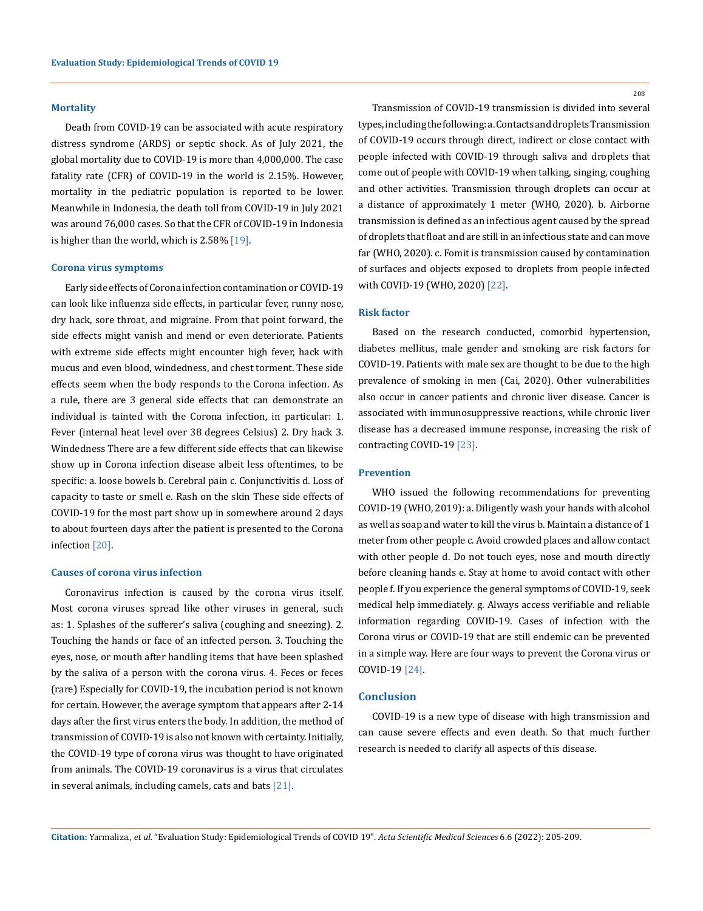### Mortality

Death from COVID-19 can be associated with acute respiratory distress syndrome (ARDS) or septic shock. As of July 2021, the global mortality due to COVID-19 is more than 4,000,000. The case fatality rate (CFR) of COVID-19 in the world is 2.15%. However, mortality in the pediatric population is reported to be lower. Meanwhile in Indonesia, the death toll from COVID-19 in July 2021 was around 76,000 cases. So that the CFR of COVID-19 in Indonesia is higher than the world, which is 2.58% [19].

### Corona virus symptoms

Early side effects of Corona infection contamination or COVID-19 can look like influenza side effects, in particular fever, runny nose, dry hack, sore throat, and migraine. From that point forward, the side effects might vanish and mend or even deteriorate. Patients with extreme side effects might encounter high fever, hack with mucus and even blood, windedness, and chest torment. These side effects seem when the body responds to the Corona infection. As a rule, there are 3 general side effects that can demonstrate an individual is tainted with the Corona infection, in particular: 1. Fever (internal heat level over 38 degrees Celsius) 2. Dry hack 3. Windedness There are a few different side effects that can likewise show up in Corona infection disease albeit less oftentimes, to be specific: a. loose bowels b. Cerebral pain c. Conjunctivitis d. Loss of capacity to taste or smell e. Rash on the skin These side effects of COVID-19 for the most part show up in somewhere around 2 days to about fourteen days after the patient is presented to the Corona infection [20].

### Causes of corona virus infection

Coronavirus infection is caused by the corona virus itself. Most corona viruses spread like other viruses in general, such as: 1. Splashes of the sufferer's saliva (coughing and sneezing). 2. Touching the hands or face of an infected person. 3. Touching the eyes, nose, or mouth after handling items that have been splashed by the saliva of a person with the corona virus. 4. Feces or feces (rare) Especially for COVID-19, the incubation period is not known for certain. However, the average symptom that appears after 2-14 days after the first virus enters the body. In addition, the method of transmission of COVID-19 is also not known with certainty. Initially, the COVID-19 type of corona virus was thought to have originated from animals. The COVID-19 coronavirus is a virus that circulates in several animals, including camels, cats and bats [21].

Transmission of COVID-19 transmission is divided into several types, including the following: a. Contacts and droplets Transmission of COVID-19 occurs through direct, indirect or close contact with people infected with COVID-19 through saliva and droplets that come out of people with COVID-19 when talking, singing, coughing and other activities. Transmission through droplets can occur at a distance of approximately 1 meter (WHO, 2020). b. Airborne transmission is defined as an infectious agent caused by the spread of droplets that float and are still in an infectious state and can move far (WHO, 2020). c. Fomit is transmission caused by contamination of surfaces and objects exposed to droplets from people infected with COVID-19 (WHO, 2020) [22].

### Risk factor

Based on the research conducted, comorbid hypertension, diabetes mellitus, male gender and smoking are risk factors for COVID-19. Patients with male sex are thought to be due to the high prevalence of smoking in men (Cai, 2020). Other vulnerabilities also occur in cancer patients and chronic liver disease. Cancer is associated with immunosuppressive reactions, while chronic liver disease has a decreased immune response, increasing the risk of contracting COVID-19 [23].

### Prevention

WHO issued the following recommendations for preventing COVID-19 (WHO, 2019): a. Diligently wash your hands with alcohol as well as soap and water to kill the virus b. Maintain a distance of 1 meter from other people c. Avoid crowded places and allow contact with other people d. Do not touch eyes, nose and mouth directly before cleaning hands e. Stay at home to avoid contact with other people f. If you experience the general symptoms of COVID-19, seek medical help immediately. g. Always access verifiable and reliable information regarding COVID-19. Cases of infection with the Corona virus or COVID-19 that are still endemic can be prevented in a simple way. Here are four ways to prevent the Corona virus or COVID-19 [24].

## Conclusion

COVID-19 is a new type of disease with high transmission and can cause severe effects and even death. So that much further research is needed to clarify all aspects of this disease.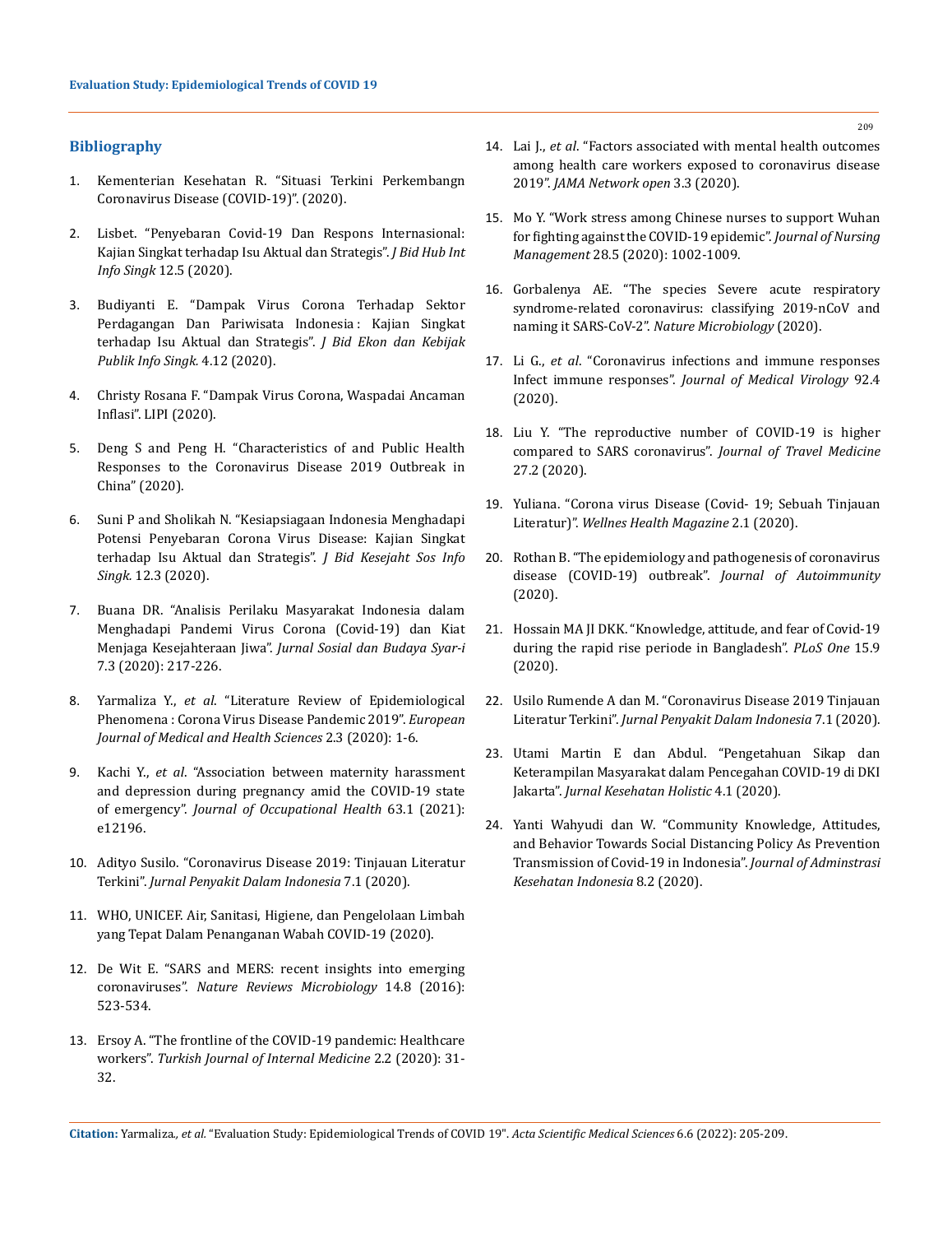## Bibliography

1. Kementerian Kesehatan R. "Situasi Terkini Perkembangn Coronavirus Disease (COVID-19)". (2020).
2. Lisbet. "Penyebaran Covid-19 Dan Respons Internasional: Kajian Singkat terhadap Isu Aktual dan Strategis". *J Bid Hub Int Info Singk* 12.5 (2020).
3. Budiyanti E. "Dampak Virus Corona Terhadap Sektor Perdagangan Dan Pariwisata Indonesia : Kajian Singkat terhadap Isu Aktual dan Strategis". *J Bid Ekon dan Kebijak Publik Info Singk.* 4.12 (2020).
4. Christy Rosana F. "Dampak Virus Corona, Waspadai Ancaman Inflasi". LIPI (2020).
5. Deng S and Peng H. "Characteristics of and Public Health Responses to the Coronavirus Disease 2019 Outbreak in China" (2020).
6. Suni P and Sholikah N. "Kesiapsiagaan Indonesia Menghadapi Potensi Penyebaran Corona Virus Disease: Kajian Singkat terhadap Isu Aktual dan Strategis". *J Bid Kesejaht Sos Info Singk.* 12.3 (2020).
7. Buana DR. "Analisis Perilaku Masyarakat Indonesia dalam Menghadapi Pandemi Virus Corona (Covid-19) dan Kiat Menjaga Kesejahteraan Jiwa". *Jurnal Sosial dan Budaya Syar-i* 7.3 (2020): 217-226.
8. Yarmaliza Y., *et al*. "Literature Review of Epidemiological Phenomena : Corona Virus Disease Pandemic 2019". *European Journal of Medical and Health Sciences* 2.3 (2020): 1-6.
9. Kachi Y., *et al*. "Association between maternity harassment and depression during pregnancy amid the COVID-19 state of emergency". *Journal of Occupational Health* 63.1 (2021): e12196.
10. Adityo Susilo. "Coronavirus Disease 2019: Tinjauan Literatur Terkini". *Jurnal Penyakit Dalam Indonesia* 7.1 (2020).
11. WHO, UNICEF. Air, Sanitasi, Higiene, dan Pengelolaan Limbah yang Tepat Dalam Penanganan Wabah COVID-19 (2020).
12. De Wit E. "SARS and MERS: recent insights into emerging coronaviruses". *Nature Reviews Microbiology* 14.8 (2016): 523-534.
13. Ersoy A. "The frontline of the COVID-19 pandemic: Healthcare workers". *Turkish Journal of Internal Medicine* 2.2 (2020): 31-32.
14. Lai J., *et al*. "Factors associated with mental health outcomes among health care workers exposed to coronavirus disease 2019". *JAMA Network open* 3.3 (2020).
15. Mo Y. "Work stress among Chinese nurses to support Wuhan for fighting against the COVID-19 epidemic". *Journal of Nursing Management* 28.5 (2020): 1002-1009.
16. Gorbalenya AE. "The species Severe acute respiratory syndrome-related coronavirus: classifying 2019-nCoV and naming it SARS-CoV-2". *Nature Microbiology* (2020).
17. Li G., *et al*. "Coronavirus infections and immune responses Infect immune responses". *Journal of Medical Virology* 92.4 (2020).
18. Liu Y. "The reproductive number of COVID-19 is higher compared to SARS coronavirus". *Journal of Travel Medicine* 27.2 (2020).
19. Yuliana. "Corona virus Disease (Covid- 19; Sebuah Tinjauan Literatur)". *Wellnes Health Magazine* 2.1 (2020).
20. Rothan B. "The epidemiology and pathogenesis of coronavirus disease (COVID-19) outbreak". *Journal of Autoimmunity* (2020).
21. Hossain MA JI DKK. "Knowledge, attitude, and fear of Covid-19 during the rapid rise periode in Bangladesh". *PLoS One* 15.9 (2020).
22. Usilo Rumende A dan M. "Coronavirus Disease 2019 Tinjauan Literatur Terkini". *Jurnal Penyakit Dalam Indonesia* 7.1 (2020).
23. Utami Martin E dan Abdul. "Pengetahuan Sikap dan Keterampilan Masyarakat dalam Pencegahan COVID-19 di DKI Jakarta". *Jurnal Kesehatan Holistic* 4.1 (2020).
24. Yanti Wahyudi dan W. "Community Knowledge, Attitudes, and Behavior Towards Social Distancing Policy As Prevention Transmission of Covid-19 in Indonesia". *Journal of Adminstrasi Kesehatan Indonesia* 8.2 (2020).